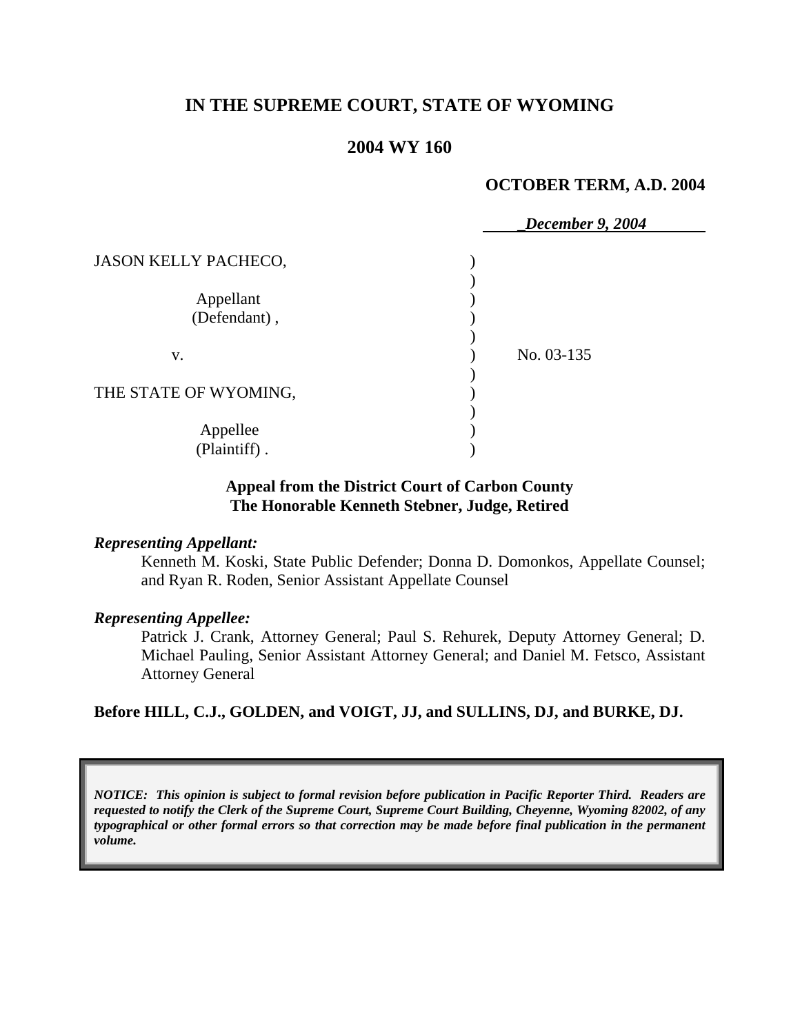**IN THE SUPREME COURT, STATE OF WYOMING**

**2004 WY 160**

**OCTOBER TERM, A.D. 2004**

*December 9, 2004*

| | | |
|---|---|---|
| JASON KELLY PACHECO,<br><br>Appellant<br>(Defendant) ,<br><br>v.<br><br>THE STATE OF WYOMING,<br><br>Appellee<br>(Plaintiff) . | ) | No. 03-135 |

**Appeal from the District Court of Carbon County**
**The Honorable Kenneth Stebner, Judge, Retired**

***Representing Appellant:***

Kenneth M. Koski, State Public Defender; Donna D. Domonkos, Appellate Counsel; and Ryan R. Roden, Senior Assistant Appellate Counsel

***Representing Appellee:***

Patrick J. Crank, Attorney General; Paul S. Rehurek, Deputy Attorney General; D. Michael Pauling, Senior Assistant Attorney General; and Daniel M. Fetsco, Assistant Attorney General

**Before HILL, C.J., GOLDEN, and VOIGT, JJ, and SULLINS, DJ, and BURKE, DJ.**

***NOTICE: This opinion is subject to formal revision before publication in Pacific Reporter Third. Readers are requested to notify the Clerk of the Supreme Court, Supreme Court Building, Cheyenne, Wyoming 82002, of any typographical or other formal errors so that correction may be made before final publication in the permanent volume.***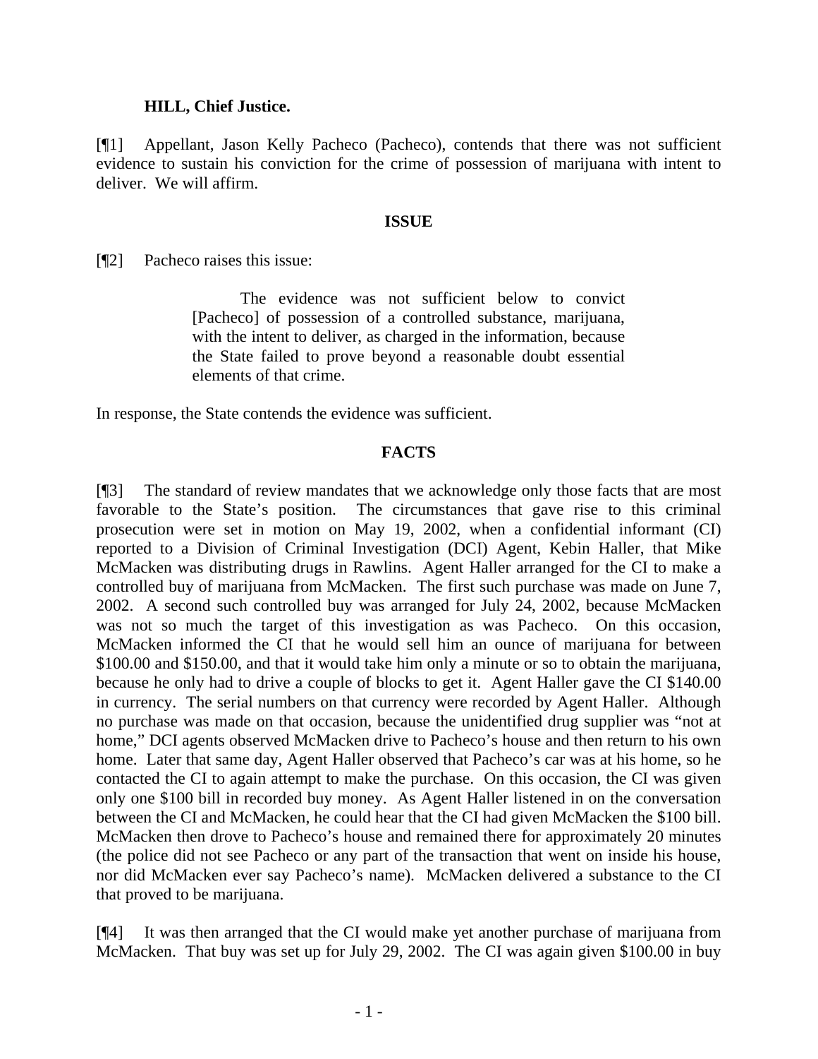**HILL, Chief Justice.**

[¶1] Appellant, Jason Kelly Pacheco (Pacheco), contends that there was not sufficient evidence to sustain his conviction for the crime of possession of marijuana with intent to deliver. We will affirm.

## ISSUE

[¶2] Pacheco raises this issue:

> The evidence was not sufficient below to convict [Pacheco] of possession of a controlled substance, marijuana, with the intent to deliver, as charged in the information, because the State failed to prove beyond a reasonable doubt essential elements of that crime.

In response, the State contends the evidence was sufficient.

## FACTS

[¶3] The standard of review mandates that we acknowledge only those facts that are most favorable to the State's position. The circumstances that gave rise to this criminal prosecution were set in motion on May 19, 2002, when a confidential informant (CI) reported to a Division of Criminal Investigation (DCI) Agent, Kebin Haller, that Mike McMacken was distributing drugs in Rawlins. Agent Haller arranged for the CI to make a controlled buy of marijuana from McMacken. The first such purchase was made on June 7, 2002. A second such controlled buy was arranged for July 24, 2002, because McMacken was not so much the target of this investigation as was Pacheco. On this occasion, McMacken informed the CI that he would sell him an ounce of marijuana for between $100.00 and $150.00, and that it would take him only a minute or so to obtain the marijuana, because he only had to drive a couple of blocks to get it. Agent Haller gave the CI $140.00 in currency. The serial numbers on that currency were recorded by Agent Haller. Although no purchase was made on that occasion, because the unidentified drug supplier was "not at home," DCI agents observed McMacken drive to Pacheco's house and then return to his own home. Later that same day, Agent Haller observed that Pacheco's car was at his home, so he contacted the CI to again attempt to make the purchase. On this occasion, the CI was given only one $100 bill in recorded buy money. As Agent Haller listened in on the conversation between the CI and McMacken, he could hear that the CI had given McMacken the $100 bill. McMacken then drove to Pacheco's house and remained there for approximately 20 minutes (the police did not see Pacheco or any part of the transaction that went on inside his house, nor did McMacken ever say Pacheco's name). McMacken delivered a substance to the CI that proved to be marijuana.

[¶4] It was then arranged that the CI would make yet another purchase of marijuana from McMacken. That buy was set up for July 29, 2002. The CI was again given $100.00 in buy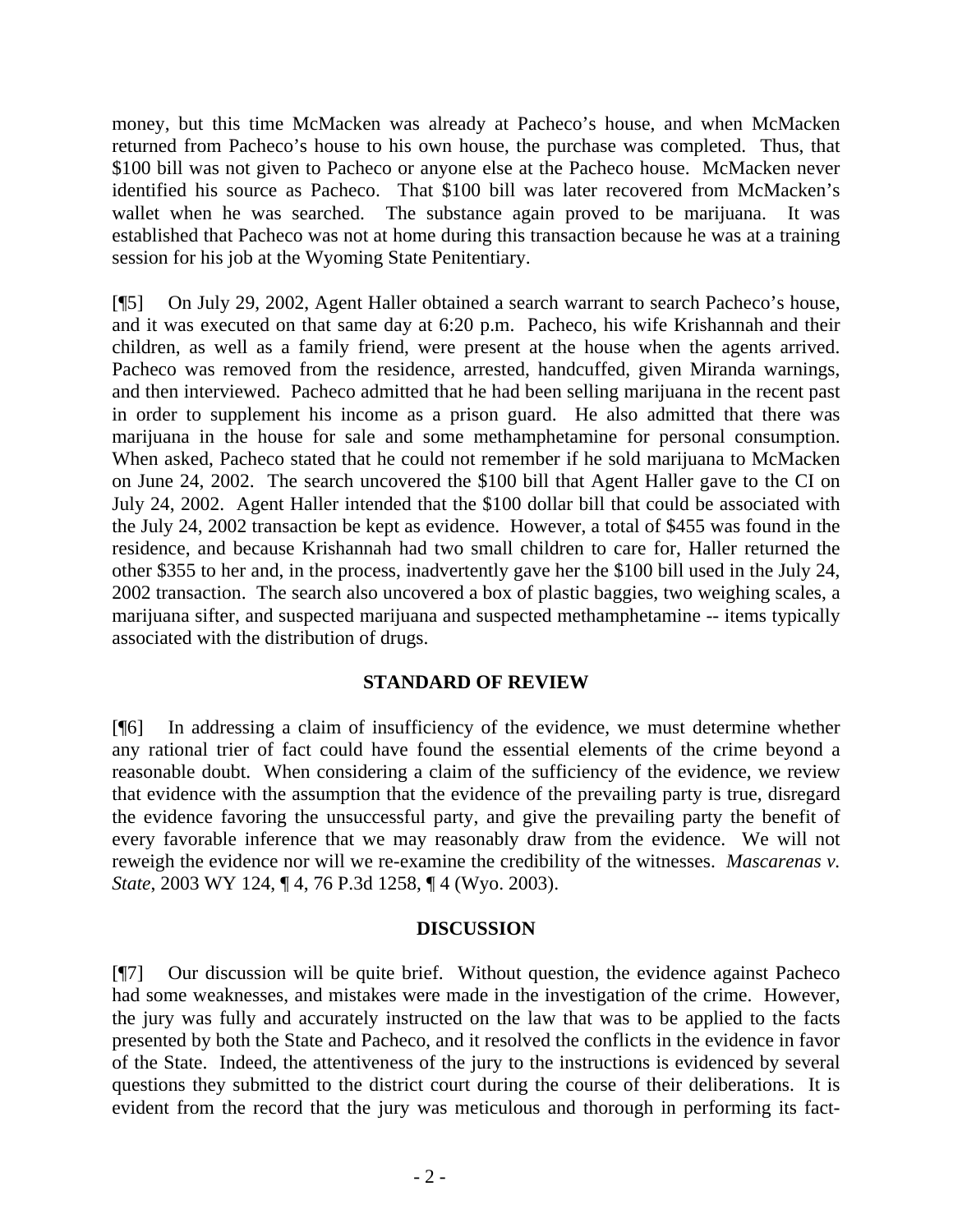money, but this time McMacken was already at Pacheco's house, and when McMacken returned from Pacheco's house to his own house, the purchase was completed. Thus, that $100 bill was not given to Pacheco or anyone else at the Pacheco house. McMacken never identified his source as Pacheco. That $100 bill was later recovered from McMacken's wallet when he was searched. The substance again proved to be marijuana. It was established that Pacheco was not at home during this transaction because he was at a training session for his job at the Wyoming State Penitentiary.

[¶5] On July 29, 2002, Agent Haller obtained a search warrant to search Pacheco's house, and it was executed on that same day at 6:20 p.m. Pacheco, his wife Krishannah and their children, as well as a family friend, were present at the house when the agents arrived. Pacheco was removed from the residence, arrested, handcuffed, given Miranda warnings, and then interviewed. Pacheco admitted that he had been selling marijuana in the recent past in order to supplement his income as a prison guard. He also admitted that there was marijuana in the house for sale and some methamphetamine for personal consumption. When asked, Pacheco stated that he could not remember if he sold marijuana to McMacken on June 24, 2002. The search uncovered the $100 bill that Agent Haller gave to the CI on July 24, 2002. Agent Haller intended that the $100 dollar bill that could be associated with the July 24, 2002 transaction be kept as evidence. However, a total of $455 was found in the residence, and because Krishannah had two small children to care for, Haller returned the other $355 to her and, in the process, inadvertently gave her the $100 bill used in the July 24, 2002 transaction. The search also uncovered a box of plastic baggies, two weighing scales, a marijuana sifter, and suspected marijuana and suspected methamphetamine -- items typically associated with the distribution of drugs.

## STANDARD OF REVIEW

[¶6] In addressing a claim of insufficiency of the evidence, we must determine whether any rational trier of fact could have found the essential elements of the crime beyond a reasonable doubt. When considering a claim of the sufficiency of the evidence, we review that evidence with the assumption that the evidence of the prevailing party is true, disregard the evidence favoring the unsuccessful party, and give the prevailing party the benefit of every favorable inference that we may reasonably draw from the evidence. We will not reweigh the evidence nor will we re-examine the credibility of the witnesses. *Mascarenas v. State*, 2003 WY 124, ¶ 4, 76 P.3d 1258, ¶ 4 (Wyo. 2003).

## DISCUSSION

[¶7] Our discussion will be quite brief. Without question, the evidence against Pacheco had some weaknesses, and mistakes were made in the investigation of the crime. However, the jury was fully and accurately instructed on the law that was to be applied to the facts presented by both the State and Pacheco, and it resolved the conflicts in the evidence in favor of the State. Indeed, the attentiveness of the jury to the instructions is evidenced by several questions they submitted to the district court during the course of their deliberations. It is evident from the record that the jury was meticulous and thorough in performing its fact-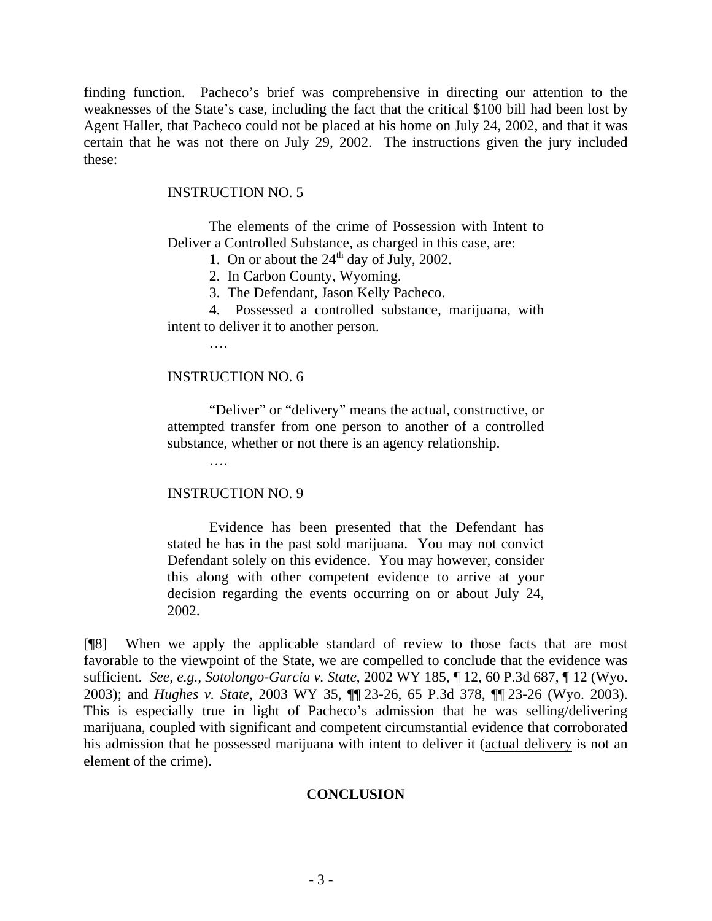finding function. Pacheco's brief was comprehensive in directing our attention to the weaknesses of the State's case, including the fact that the critical $100 bill had been lost by Agent Haller, that Pacheco could not be placed at his home on July 24, 2002, and that it was certain that he was not there on July 29, 2002. The instructions given the jury included these:

> INSTRUCTION NO. 5
>
> The elements of the crime of Possession with Intent to Deliver a Controlled Substance, as charged in this case, are:
>
> 1. On or about the 24th day of July, 2002.
> 2. In Carbon County, Wyoming.
> 3. The Defendant, Jason Kelly Pacheco.
> 4. Possessed a controlled substance, marijuana, with intent to deliver it to another person.
>
> ….
>
> INSTRUCTION NO. 6
>
> "Deliver" or "delivery" means the actual, constructive, or attempted transfer from one person to another of a controlled substance, whether or not there is an agency relationship.
>
> ….
>
> INSTRUCTION NO. 9
>
> Evidence has been presented that the Defendant has stated he has in the past sold marijuana. You may not convict Defendant solely on this evidence. You may however, consider this along with other competent evidence to arrive at your decision regarding the events occurring on or about July 24, 2002.

[¶8] When we apply the applicable standard of review to those facts that are most favorable to the viewpoint of the State, we are compelled to conclude that the evidence was sufficient. *See, e.g., Sotolongo-Garcia v. State*, 2002 WY 185, ¶ 12, 60 P.3d 687, ¶ 12 (Wyo. 2003); and *Hughes v. State*, 2003 WY 35, ¶¶ 23-26, 65 P.3d 378, ¶¶ 23-26 (Wyo. 2003). This is especially true in light of Pacheco's admission that he was selling/delivering marijuana, coupled with significant and competent circumstantial evidence that corroborated his admission that he possessed marijuana with intent to deliver it (<u>actual delivery</u> is not an element of the crime).

## CONCLUSION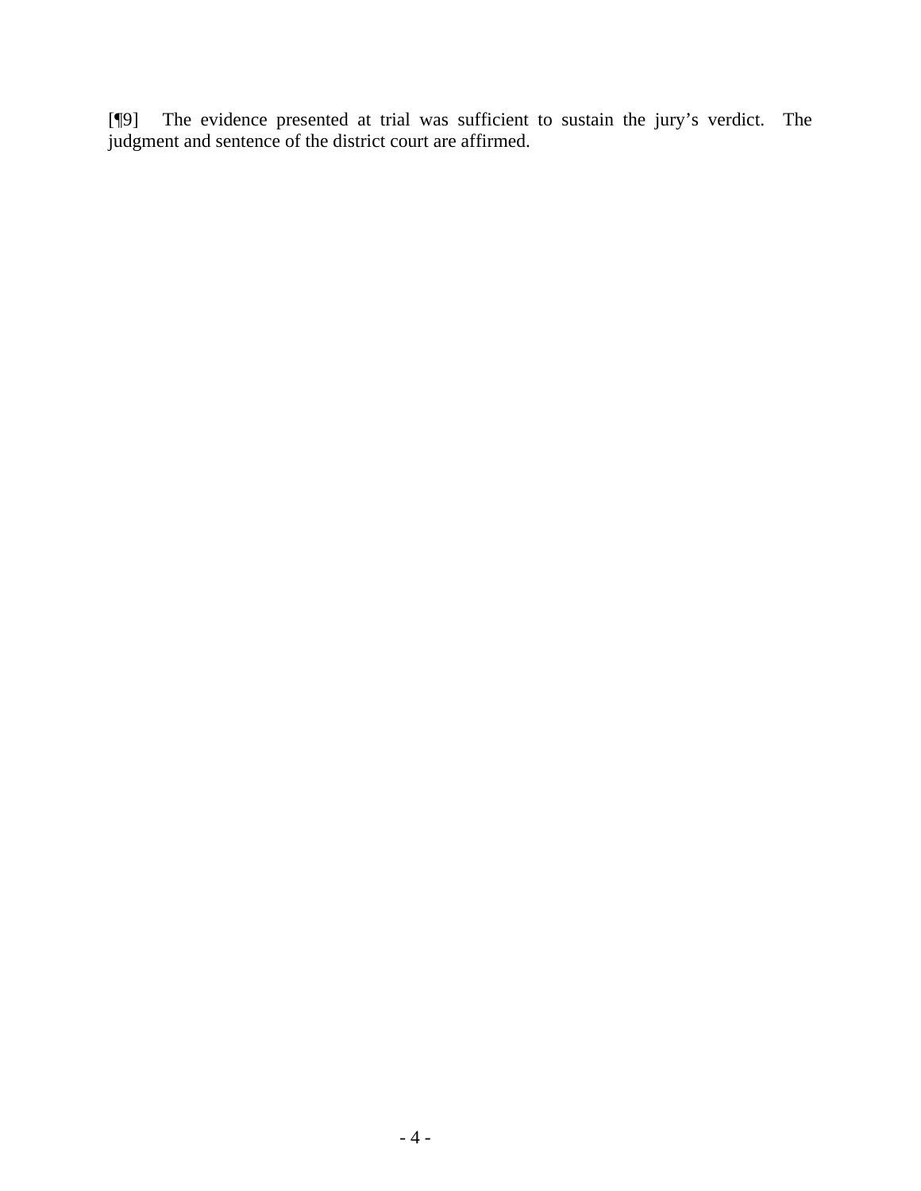[¶9] The evidence presented at trial was sufficient to sustain the jury's verdict. The judgment and sentence of the district court are affirmed.